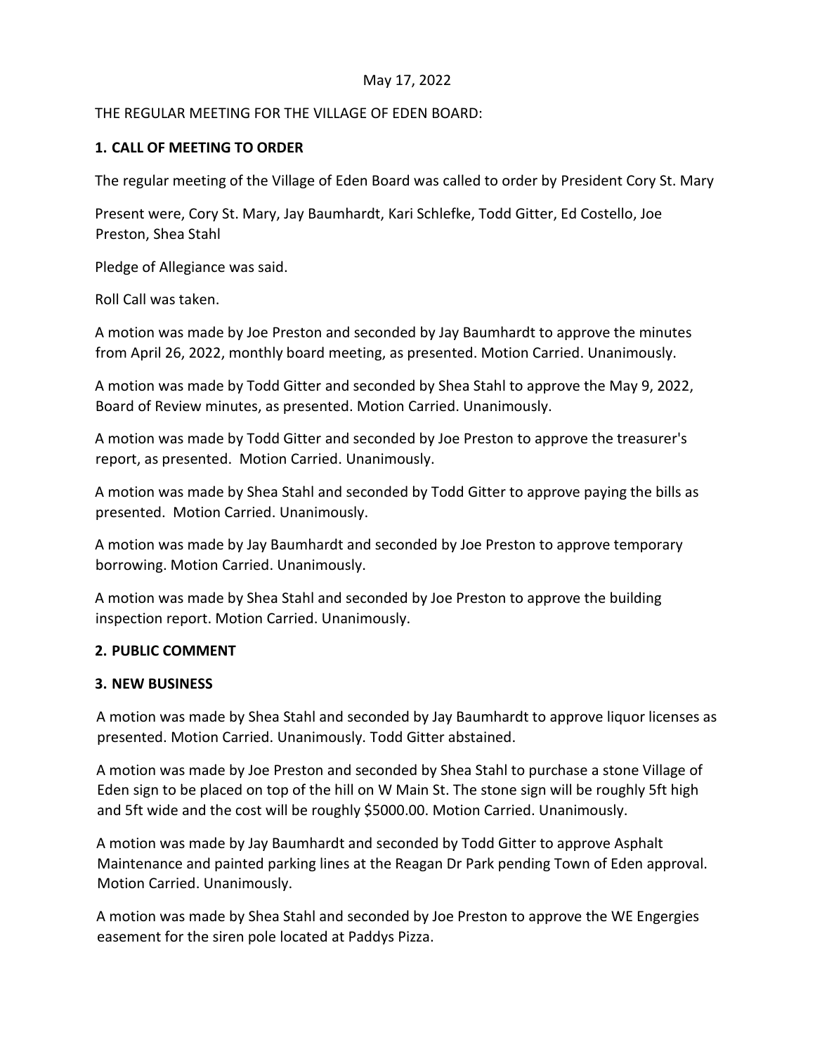May 17, 2022

THE REGULAR MEETING FOR THE VILLAGE OF EDEN BOARD:

## 1. CALL OF MEETING TO ORDER

The regular meeting of the Village of Eden Board was called to order by President Cory St. Mary

Present were, Cory St. Mary, Jay Baumhardt, Kari Schlefke, Todd Gitter, Ed Costello, Joe Preston, Shea Stahl

Pledge of Allegiance was said.

Roll Call was taken.

A motion was made by Joe Preston and seconded by Jay Baumhardt to approve the minutes from April 26, 2022, monthly board meeting, as presented. Motion Carried. Unanimously.

A motion was made by Todd Gitter and seconded by Shea Stahl to approve the May 9, 2022, Board of Review minutes, as presented. Motion Carried. Unanimously.

A motion was made by Todd Gitter and seconded by Joe Preston to approve the treasurer's report, as presented. Motion Carried. Unanimously.

A motion was made by Shea Stahl and seconded by Todd Gitter to approve paying the bills as presented. Motion Carried. Unanimously.

A motion was made by Jay Baumhardt and seconded by Joe Preston to approve temporary borrowing. Motion Carried. Unanimously.

A motion was made by Shea Stahl and seconded by Joe Preston to approve the building inspection report. Motion Carried. Unanimously.

## 2. PUBLIC COMMENT

## 3. NEW BUSINESS

A motion was made by Shea Stahl and seconded by Jay Baumhardt to approve liquor licenses as presented. Motion Carried. Unanimously. Todd Gitter abstained.

A motion was made by Joe Preston and seconded by Shea Stahl to purchase a stone Village of Eden sign to be placed on top of the hill on W Main St. The stone sign will be roughly 5ft high and 5ft wide and the cost will be roughly $5000.00. Motion Carried. Unanimously.

A motion was made by Jay Baumhardt and seconded by Todd Gitter to approve Asphalt Maintenance and painted parking lines at the Reagan Dr Park pending Town of Eden approval. Motion Carried. Unanimously.

A motion was made by Shea Stahl and seconded by Joe Preston to approve the WE Engergies easement for the siren pole located at Paddys Pizza.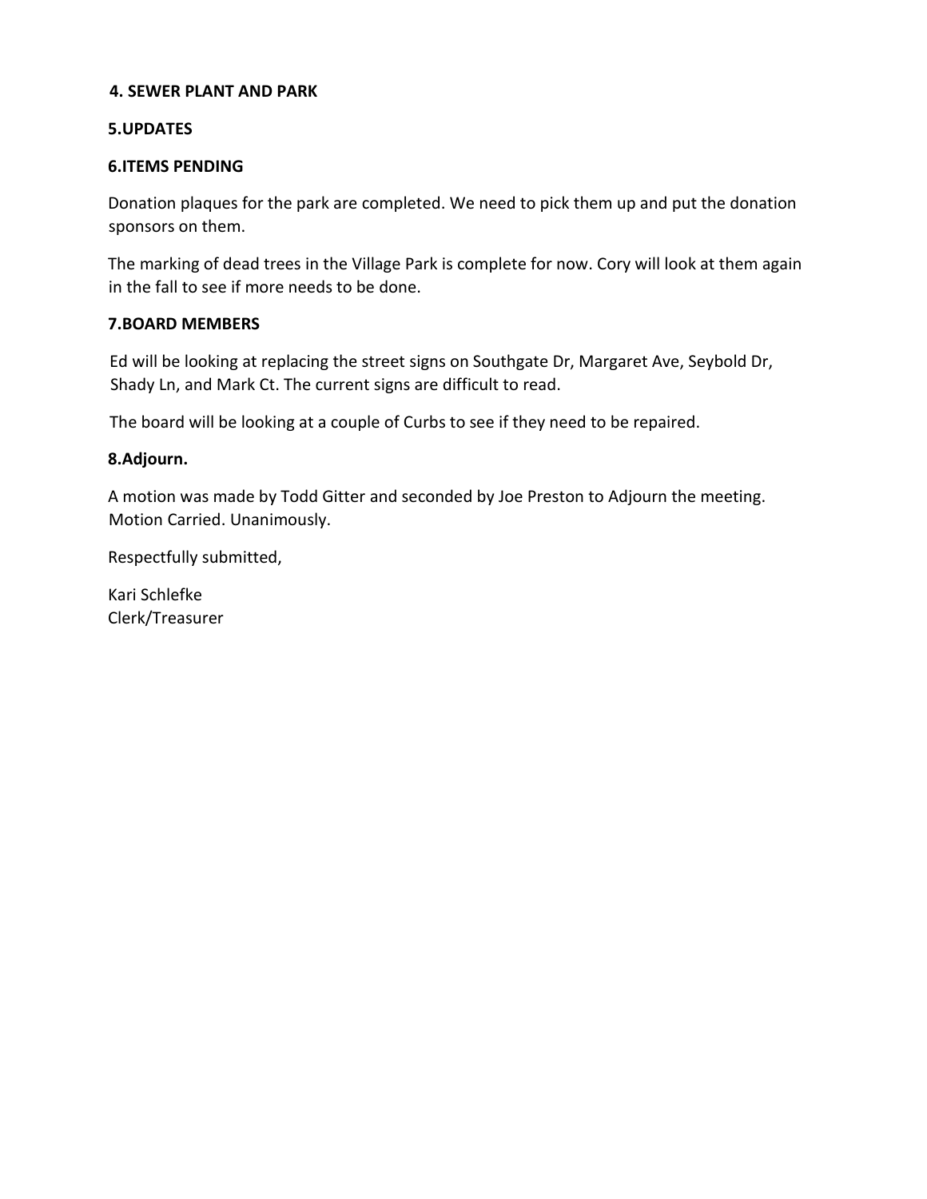**4. SEWER PLANT AND PARK**

**5.UPDATES**

**6.ITEMS PENDING**

Donation plaques for the park are completed. We need to pick them up and put the donation sponsors on them.

The marking of dead trees in the Village Park is complete for now. Cory will look at them again in the fall to see if more needs to be done.

**7.BOARD MEMBERS**

Ed will be looking at replacing the street signs on Southgate Dr, Margaret Ave, Seybold Dr, Shady Ln, and Mark Ct. The current signs are difficult to read.

The board will be looking at a couple of Curbs to see if they need to be repaired.

**8.Adjourn.**

A motion was made by Todd Gitter and seconded by Joe Preston to Adjourn the meeting. Motion Carried. Unanimously.

Respectfully submitted,

Kari Schlefke
Clerk/Treasurer